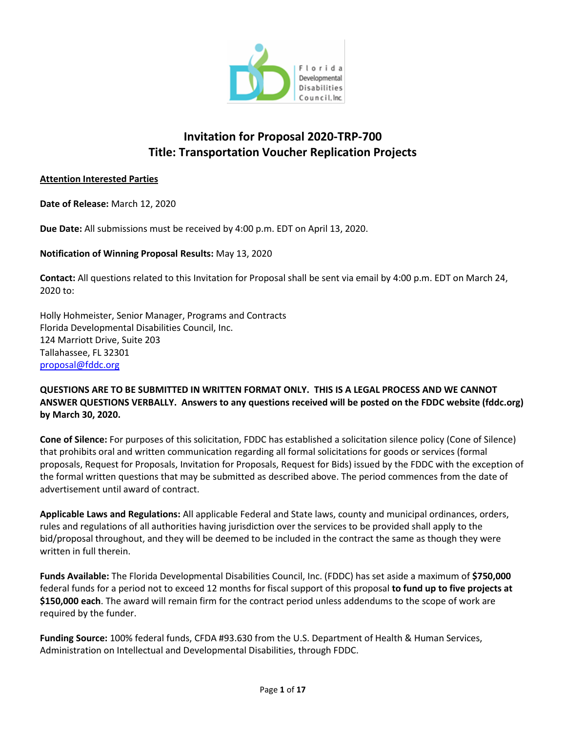# Invitation for Proposal 2020-TRP-700
# Title: Transportation Voucher Replication Projects

**Attention Interested Parties**

**Date of Release:** March 12, 2020

**Due Date:** All submissions must be received by 4:00 p.m. EDT on April 13, 2020.

**Notification of Winning Proposal Results:** May 13, 2020

**Contact:** All questions related to this Invitation for Proposal shall be sent via email by 4:00 p.m. EDT on March 24, 2020 to:

Holly Hohmeister, Senior Manager, Programs and Contracts
Florida Developmental Disabilities Council, Inc.
124 Marriott Drive, Suite 203
Tallahassee, FL 32301
proposal@fddc.org

**QUESTIONS ARE TO BE SUBMITTED IN WRITTEN FORMAT ONLY. THIS IS A LEGAL PROCESS AND WE CANNOT ANSWER QUESTIONS VERBALLY. Answers to any questions received will be posted on the FDDC website (fddc.org) by March 30, 2020.**

**Cone of Silence:** For purposes of this solicitation, FDDC has established a solicitation silence policy (Cone of Silence) that prohibits oral and written communication regarding all formal solicitations for goods or services (formal proposals, Request for Proposals, Invitation for Proposals, Request for Bids) issued by the FDDC with the exception of the formal written questions that may be submitted as described above. The period commences from the date of advertisement until award of contract.

**Applicable Laws and Regulations:** All applicable Federal and State laws, county and municipal ordinances, orders, rules and regulations of all authorities having jurisdiction over the services to be provided shall apply to the bid/proposal throughout, and they will be deemed to be included in the contract the same as though they were written in full therein.

**Funds Available:** The Florida Developmental Disabilities Council, Inc. (FDDC) has set aside a maximum of **$750,000** federal funds for a period not to exceed 12 months for fiscal support of this proposal **to fund up to five projects at $150,000 each**. The award will remain firm for the contract period unless addendums to the scope of work are required by the funder.

**Funding Source:** 100% federal funds, CFDA #93.630 from the U.S. Department of Health & Human Services, Administration on Intellectual and Developmental Disabilities, through FDDC.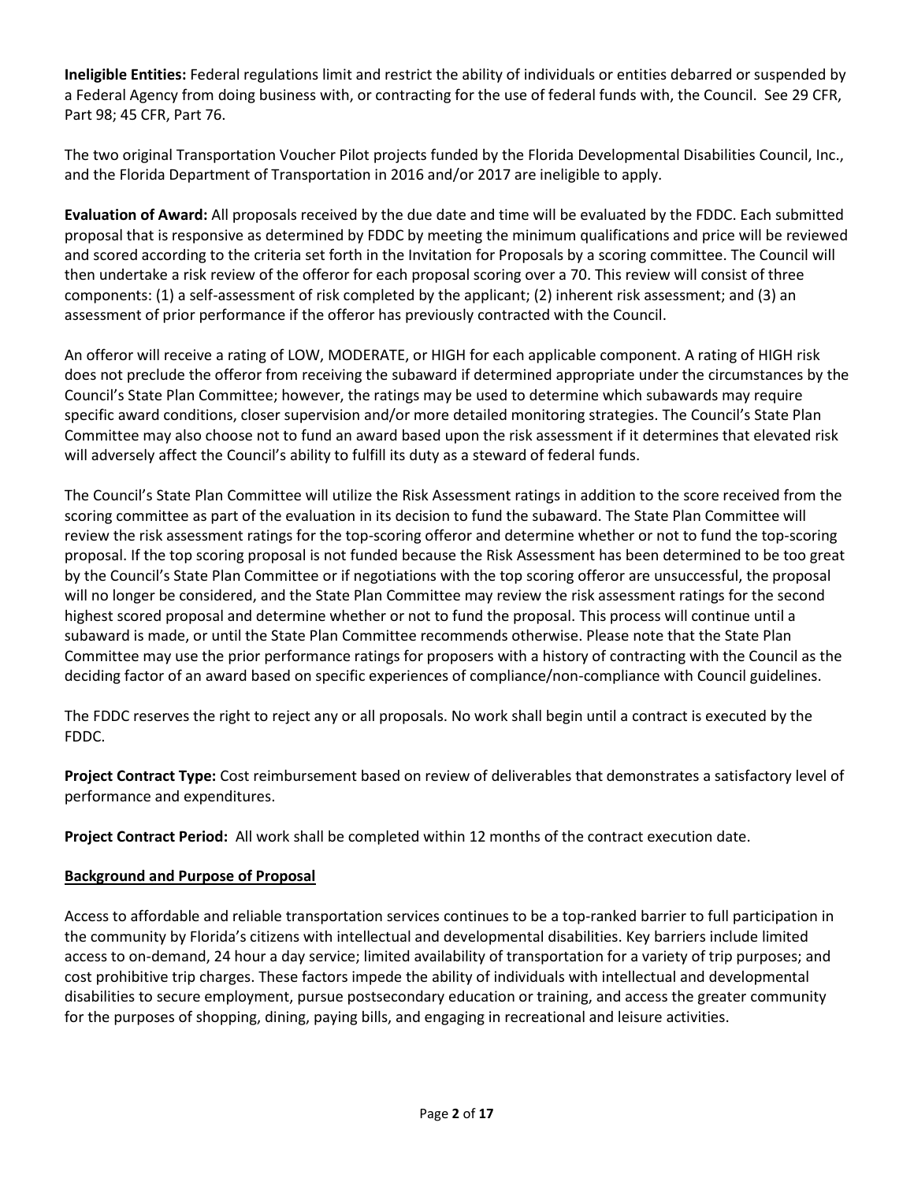**Ineligible Entities:** Federal regulations limit and restrict the ability of individuals or entities debarred or suspended by a Federal Agency from doing business with, or contracting for the use of federal funds with, the Council. See 29 CFR, Part 98; 45 CFR, Part 76.

The two original Transportation Voucher Pilot projects funded by the Florida Developmental Disabilities Council, Inc., and the Florida Department of Transportation in 2016 and/or 2017 are ineligible to apply.

**Evaluation of Award:** All proposals received by the due date and time will be evaluated by the FDDC. Each submitted proposal that is responsive as determined by FDDC by meeting the minimum qualifications and price will be reviewed and scored according to the criteria set forth in the Invitation for Proposals by a scoring committee. The Council will then undertake a risk review of the offeror for each proposal scoring over a 70. This review will consist of three components: (1) a self-assessment of risk completed by the applicant; (2) inherent risk assessment; and (3) an assessment of prior performance if the offeror has previously contracted with the Council.

An offeror will receive a rating of LOW, MODERATE, or HIGH for each applicable component. A rating of HIGH risk does not preclude the offeror from receiving the subaward if determined appropriate under the circumstances by the Council's State Plan Committee; however, the ratings may be used to determine which subawards may require specific award conditions, closer supervision and/or more detailed monitoring strategies. The Council's State Plan Committee may also choose not to fund an award based upon the risk assessment if it determines that elevated risk will adversely affect the Council's ability to fulfill its duty as a steward of federal funds.

The Council's State Plan Committee will utilize the Risk Assessment ratings in addition to the score received from the scoring committee as part of the evaluation in its decision to fund the subaward. The State Plan Committee will review the risk assessment ratings for the top-scoring offeror and determine whether or not to fund the top-scoring proposal. If the top scoring proposal is not funded because the Risk Assessment has been determined to be too great by the Council's State Plan Committee or if negotiations with the top scoring offeror are unsuccessful, the proposal will no longer be considered, and the State Plan Committee may review the risk assessment ratings for the second highest scored proposal and determine whether or not to fund the proposal. This process will continue until a subaward is made, or until the State Plan Committee recommends otherwise. Please note that the State Plan Committee may use the prior performance ratings for proposers with a history of contracting with the Council as the deciding factor of an award based on specific experiences of compliance/non-compliance with Council guidelines.

The FDDC reserves the right to reject any or all proposals. No work shall begin until a contract is executed by the FDDC.

**Project Contract Type:** Cost reimbursement based on review of deliverables that demonstrates a satisfactory level of performance and expenditures.

**Project Contract Period:** All work shall be completed within 12 months of the contract execution date.

## Background and Purpose of Proposal

Access to affordable and reliable transportation services continues to be a top-ranked barrier to full participation in the community by Florida's citizens with intellectual and developmental disabilities. Key barriers include limited access to on-demand, 24 hour a day service; limited availability of transportation for a variety of trip purposes; and cost prohibitive trip charges. These factors impede the ability of individuals with intellectual and developmental disabilities to secure employment, pursue postsecondary education or training, and access the greater community for the purposes of shopping, dining, paying bills, and engaging in recreational and leisure activities.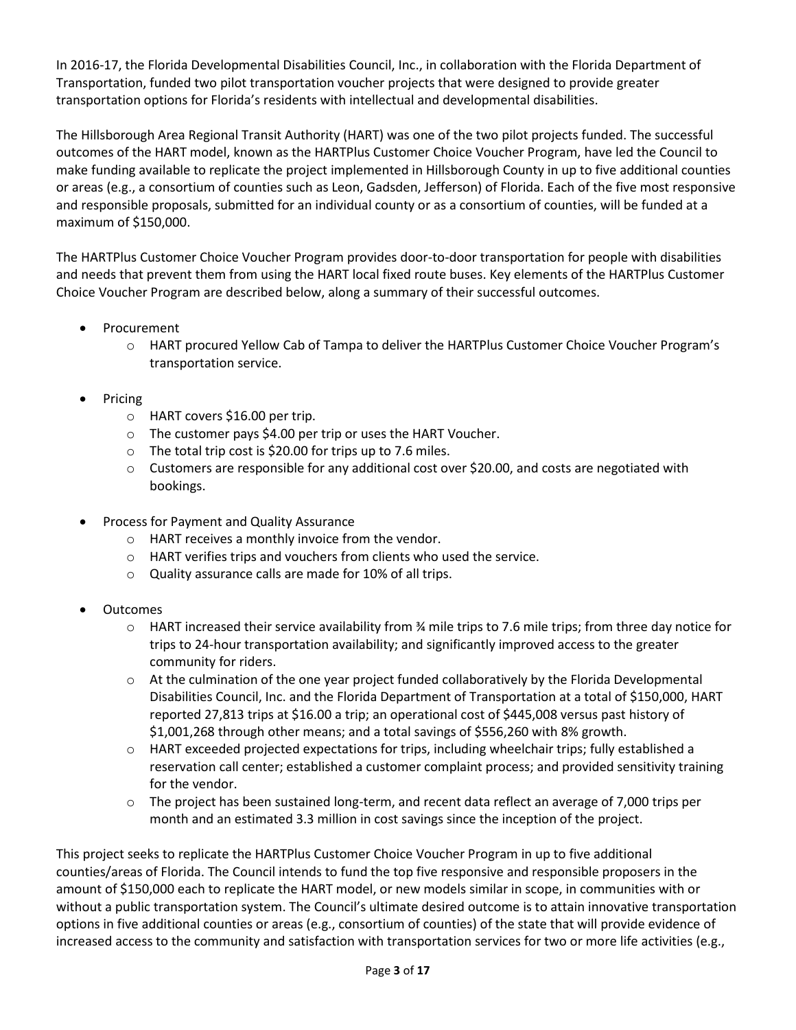In 2016-17, the Florida Developmental Disabilities Council, Inc., in collaboration with the Florida Department of Transportation, funded two pilot transportation voucher projects that were designed to provide greater transportation options for Florida's residents with intellectual and developmental disabilities.

The Hillsborough Area Regional Transit Authority (HART) was one of the two pilot projects funded. The successful outcomes of the HART model, known as the HARTPlus Customer Choice Voucher Program, have led the Council to make funding available to replicate the project implemented in Hillsborough County in up to five additional counties or areas (e.g., a consortium of counties such as Leon, Gadsden, Jefferson) of Florida. Each of the five most responsive and responsible proposals, submitted for an individual county or as a consortium of counties, will be funded at a maximum of $150,000.

The HARTPlus Customer Choice Voucher Program provides door-to-door transportation for people with disabilities and needs that prevent them from using the HART local fixed route buses. Key elements of the HARTPlus Customer Choice Voucher Program are described below, along a summary of their successful outcomes.

- Procurement
  - HART procured Yellow Cab of Tampa to deliver the HARTPlus Customer Choice Voucher Program's transportation service.
- Pricing
  - HART covers $16.00 per trip.
  - The customer pays $4.00 per trip or uses the HART Voucher.
  - The total trip cost is $20.00 for trips up to 7.6 miles.
  - Customers are responsible for any additional cost over $20.00, and costs are negotiated with bookings.
- Process for Payment and Quality Assurance
  - HART receives a monthly invoice from the vendor.
  - HART verifies trips and vouchers from clients who used the service.
  - Quality assurance calls are made for 10% of all trips.
- Outcomes
  - HART increased their service availability from ¾ mile trips to 7.6 mile trips; from three day notice for trips to 24-hour transportation availability; and significantly improved access to the greater community for riders.
  - At the culmination of the one year project funded collaboratively by the Florida Developmental Disabilities Council, Inc. and the Florida Department of Transportation at a total of $150,000, HART reported 27,813 trips at $16.00 a trip; an operational cost of $445,008 versus past history of $1,001,268 through other means; and a total savings of $556,260 with 8% growth.
  - HART exceeded projected expectations for trips, including wheelchair trips; fully established a reservation call center; established a customer complaint process; and provided sensitivity training for the vendor.
  - The project has been sustained long-term, and recent data reflect an average of 7,000 trips per month and an estimated 3.3 million in cost savings since the inception of the project.

This project seeks to replicate the HARTPlus Customer Choice Voucher Program in up to five additional counties/areas of Florida. The Council intends to fund the top five responsive and responsible proposers in the amount of $150,000 each to replicate the HART model, or new models similar in scope, in communities with or without a public transportation system. The Council's ultimate desired outcome is to attain innovative transportation options in five additional counties or areas (e.g., consortium of counties) of the state that will provide evidence of increased access to the community and satisfaction with transportation services for two or more life activities (e.g.,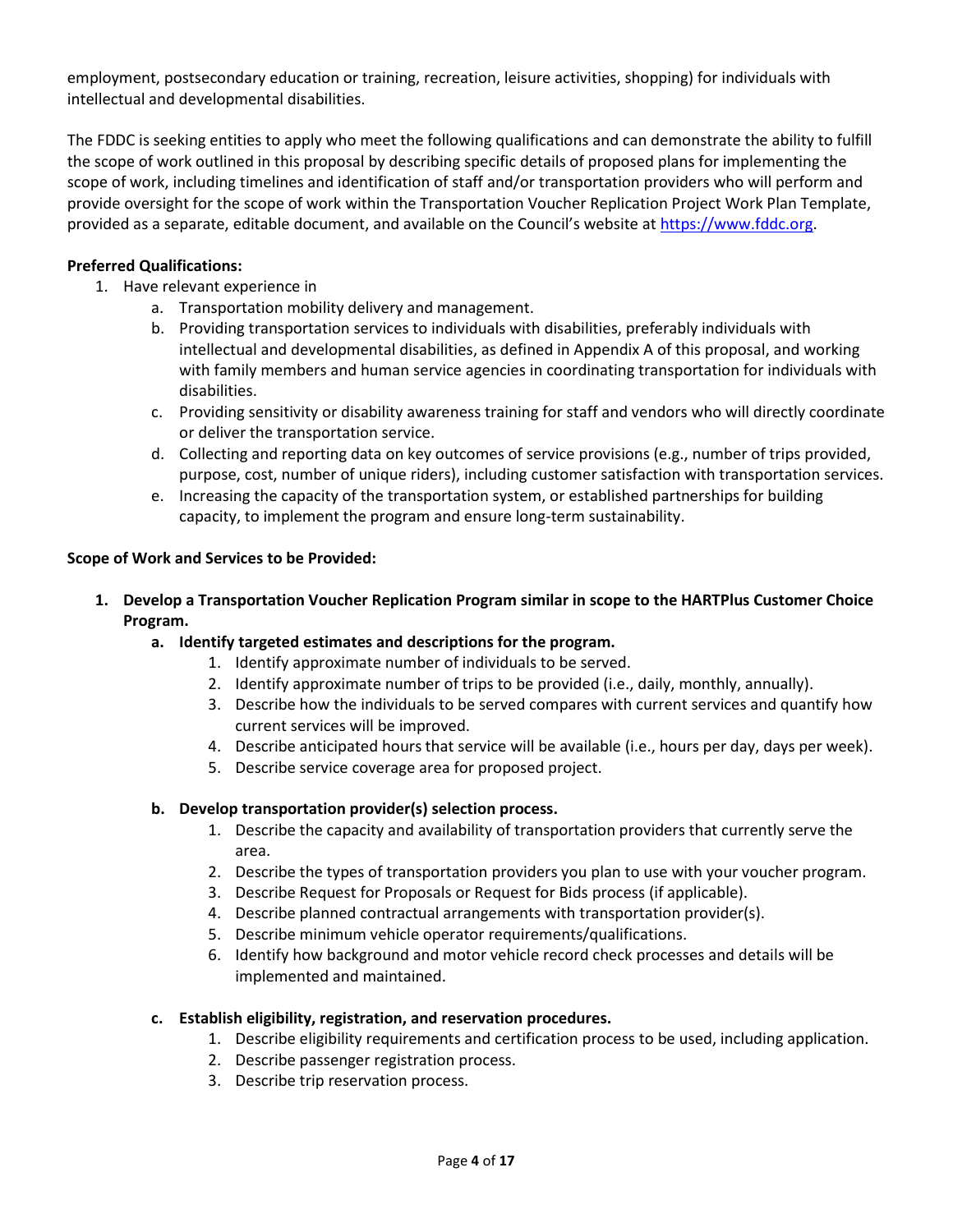employment, postsecondary education or training, recreation, leisure activities, shopping) for individuals with intellectual and developmental disabilities.

The FDDC is seeking entities to apply who meet the following qualifications and can demonstrate the ability to fulfill the scope of work outlined in this proposal by describing specific details of proposed plans for implementing the scope of work, including timelines and identification of staff and/or transportation providers who will perform and provide oversight for the scope of work within the Transportation Voucher Replication Project Work Plan Template, provided as a separate, editable document, and available on the Council's website at [https://www.fddc.org](https://www.fddc.org).

**Preferred Qualifications:**

1. Have relevant experience in
   a. Transportation mobility delivery and management.
   b. Providing transportation services to individuals with disabilities, preferably individuals with intellectual and developmental disabilities, as defined in Appendix A of this proposal, and working with family members and human service agencies in coordinating transportation for individuals with disabilities.
   c. Providing sensitivity or disability awareness training for staff and vendors who will directly coordinate or deliver the transportation service.
   d. Collecting and reporting data on key outcomes of service provisions (e.g., number of trips provided, purpose, cost, number of unique riders), including customer satisfaction with transportation services.
   e. Increasing the capacity of the transportation system, or established partnerships for building capacity, to implement the program and ensure long-term sustainability.

**Scope of Work and Services to be Provided:**

1. **Develop a Transportation Voucher Replication Program similar in scope to the HARTPlus Customer Choice Program.**
   a. **Identify targeted estimates and descriptions for the program.**
      1. Identify approximate number of individuals to be served.
      2. Identify approximate number of trips to be provided (i.e., daily, monthly, annually).
      3. Describe how the individuals to be served compares with current services and quantify how current services will be improved.
      4. Describe anticipated hours that service will be available (i.e., hours per day, days per week).
      5. Describe service coverage area for proposed project.

   b. **Develop transportation provider(s) selection process.**
      1. Describe the capacity and availability of transportation providers that currently serve the area.
      2. Describe the types of transportation providers you plan to use with your voucher program.
      3. Describe Request for Proposals or Request for Bids process (if applicable).
      4. Describe planned contractual arrangements with transportation provider(s).
      5. Describe minimum vehicle operator requirements/qualifications.
      6. Identify how background and motor vehicle record check processes and details will be implemented and maintained.

   c. **Establish eligibility, registration, and reservation procedures.**
      1. Describe eligibility requirements and certification process to be used, including application.
      2. Describe passenger registration process.
      3. Describe trip reservation process.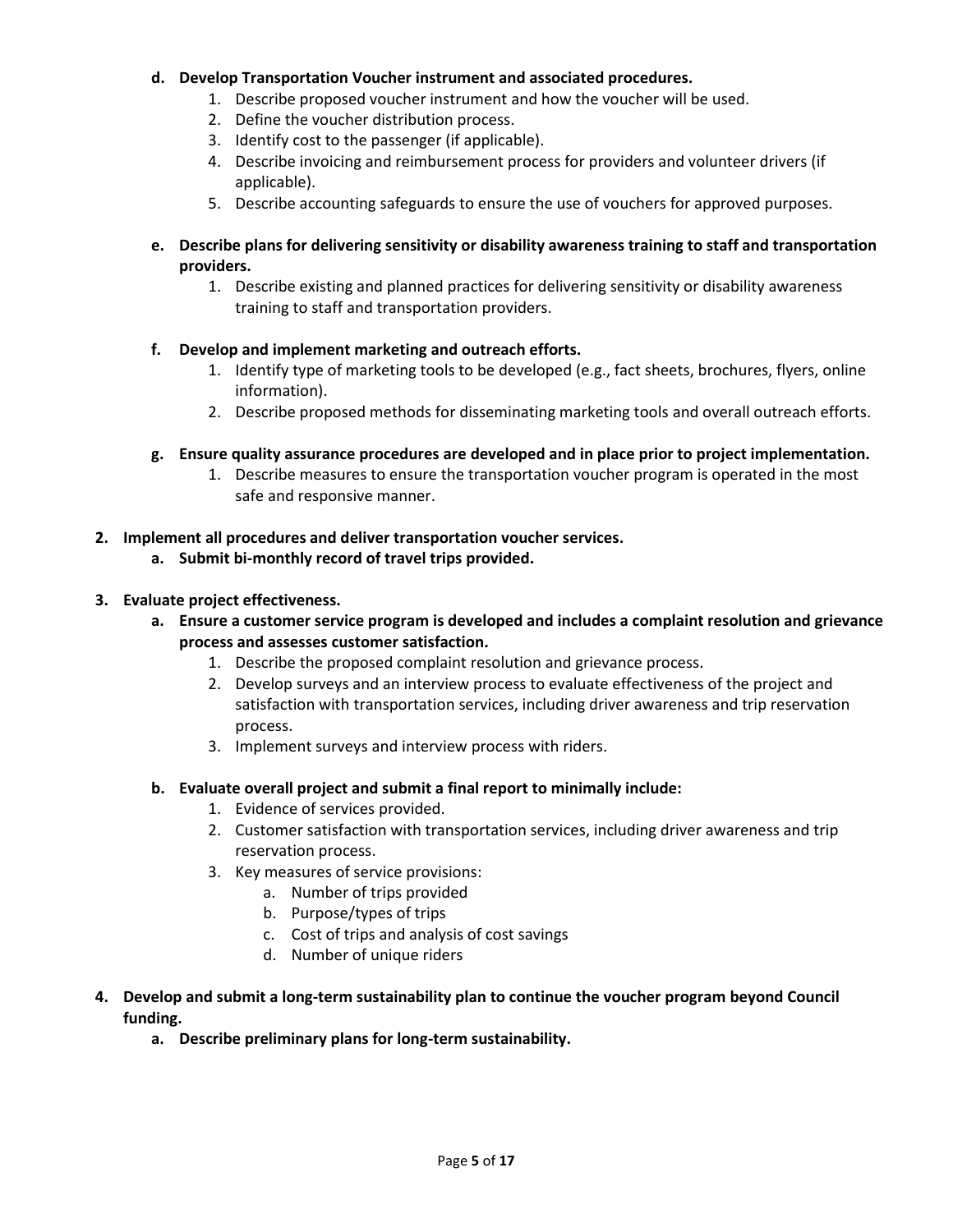- **d. Develop Transportation Voucher instrument and associated procedures.**
  1. Describe proposed voucher instrument and how the voucher will be used.
  2. Define the voucher distribution process.
  3. Identify cost to the passenger (if applicable).
  4. Describe invoicing and reimbursement process for providers and volunteer drivers (if applicable).
  5. Describe accounting safeguards to ensure the use of vouchers for approved purposes.
- **e. Describe plans for delivering sensitivity or disability awareness training to staff and transportation providers.**
  1. Describe existing and planned practices for delivering sensitivity or disability awareness training to staff and transportation providers.
- **f. Develop and implement marketing and outreach efforts.**
  1. Identify type of marketing tools to be developed (e.g., fact sheets, brochures, flyers, online information).
  2. Describe proposed methods for disseminating marketing tools and overall outreach efforts.
- **g. Ensure quality assurance procedures are developed and in place prior to project implementation.**
  1. Describe measures to ensure the transportation voucher program is operated in the most safe and responsive manner.

**2. Implement all procedures and deliver transportation voucher services.**

- **a. Submit bi-monthly record of travel trips provided.**

**3. Evaluate project effectiveness.**

- **a. Ensure a customer service program is developed and includes a complaint resolution and grievance process and assesses customer satisfaction.**
  1. Describe the proposed complaint resolution and grievance process.
  2. Develop surveys and an interview process to evaluate effectiveness of the project and satisfaction with transportation services, including driver awareness and trip reservation process.
  3. Implement surveys and interview process with riders.
- **b. Evaluate overall project and submit a final report to minimally include:**
  1. Evidence of services provided.
  2. Customer satisfaction with transportation services, including driver awareness and trip reservation process.
  3. Key measures of service provisions:
     - a. Number of trips provided
     - b. Purpose/types of trips
     - c. Cost of trips and analysis of cost savings
     - d. Number of unique riders

**4. Develop and submit a long-term sustainability plan to continue the voucher program beyond Council funding.**

- **a. Describe preliminary plans for long-term sustainability.**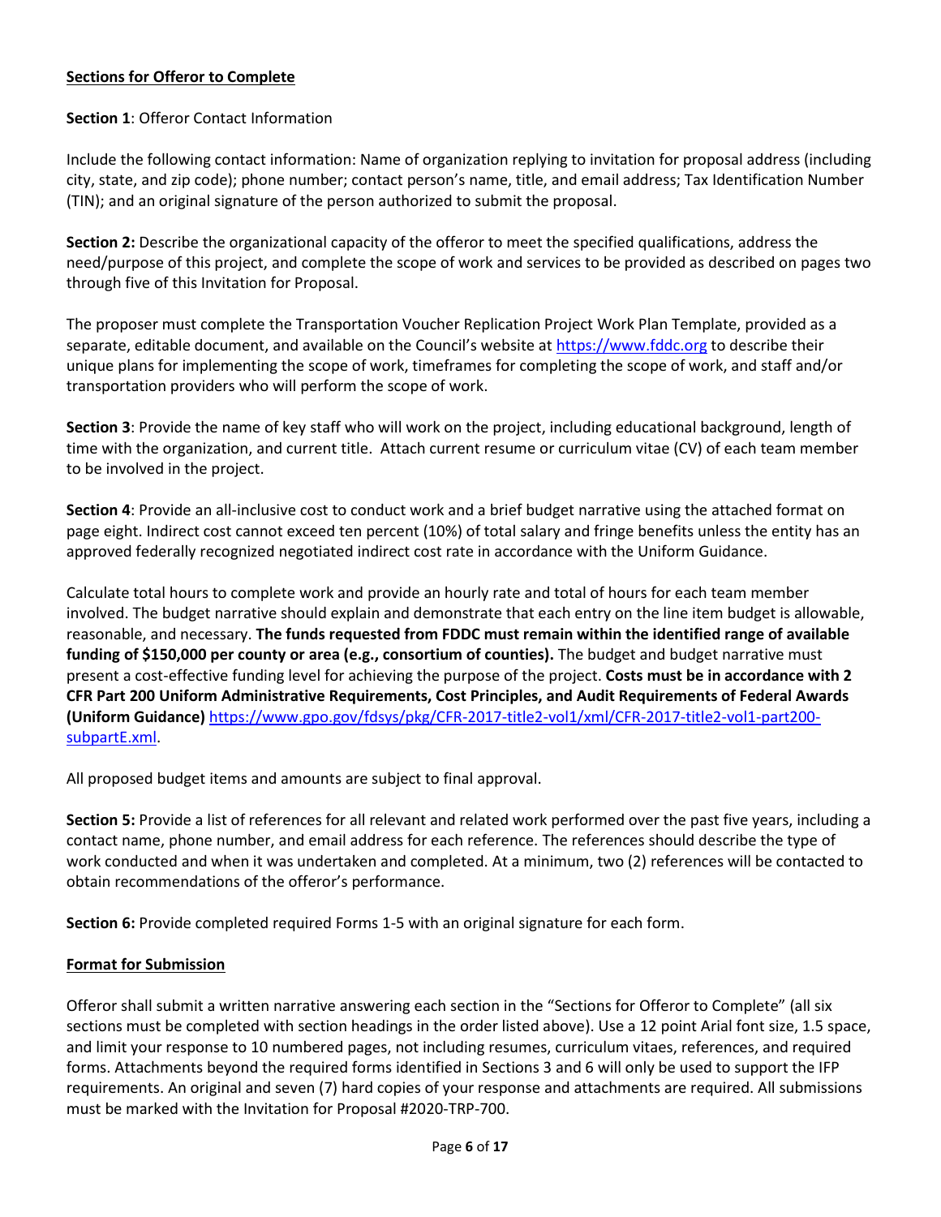**Sections for Offeror to Complete**

**Section 1**: Offeror Contact Information

Include the following contact information: Name of organization replying to invitation for proposal address (including city, state, and zip code); phone number; contact person's name, title, and email address; Tax Identification Number (TIN); and an original signature of the person authorized to submit the proposal.

**Section 2:** Describe the organizational capacity of the offeror to meet the specified qualifications, address the need/purpose of this project, and complete the scope of work and services to be provided as described on pages two through five of this Invitation for Proposal.

The proposer must complete the Transportation Voucher Replication Project Work Plan Template, provided as a separate, editable document, and available on the Council's website at [https://www.fddc.org](https://www.fddc.org) to describe their unique plans for implementing the scope of work, timeframes for completing the scope of work, and staff and/or transportation providers who will perform the scope of work.

**Section 3**: Provide the name of key staff who will work on the project, including educational background, length of time with the organization, and current title. Attach current resume or curriculum vitae (CV) of each team member to be involved in the project.

**Section 4**: Provide an all-inclusive cost to conduct work and a brief budget narrative using the attached format on page eight. Indirect cost cannot exceed ten percent (10%) of total salary and fringe benefits unless the entity has an approved federally recognized negotiated indirect cost rate in accordance with the Uniform Guidance.

Calculate total hours to complete work and provide an hourly rate and total of hours for each team member involved. The budget narrative should explain and demonstrate that each entry on the line item budget is allowable, reasonable, and necessary. **The funds requested from FDDC must remain within the identified range of available funding of $150,000 per county or area (e.g., consortium of counties).** The budget and budget narrative must present a cost-effective funding level for achieving the purpose of the project. **Costs must be in accordance with 2 CFR Part 200 Uniform Administrative Requirements, Cost Principles, and Audit Requirements of Federal Awards (Uniform Guidance)** [https://www.gpo.gov/fdsys/pkg/CFR-2017-title2-vol1/xml/CFR-2017-title2-vol1-part200-subpartE.xml](https://www.gpo.gov/fdsys/pkg/CFR-2017-title2-vol1/xml/CFR-2017-title2-vol1-part200-subpartE.xml).

All proposed budget items and amounts are subject to final approval.

**Section 5:** Provide a list of references for all relevant and related work performed over the past five years, including a contact name, phone number, and email address for each reference. The references should describe the type of work conducted and when it was undertaken and completed. At a minimum, two (2) references will be contacted to obtain recommendations of the offeror's performance.

**Section 6:** Provide completed required Forms 1-5 with an original signature for each form.

**Format for Submission**

Offeror shall submit a written narrative answering each section in the "Sections for Offeror to Complete" (all six sections must be completed with section headings in the order listed above). Use a 12 point Arial font size, 1.5 space, and limit your response to 10 numbered pages, not including resumes, curriculum vitaes, references, and required forms. Attachments beyond the required forms identified in Sections 3 and 6 will only be used to support the IFP requirements. An original and seven (7) hard copies of your response and attachments are required. All submissions must be marked with the Invitation for Proposal #2020-TRP-700.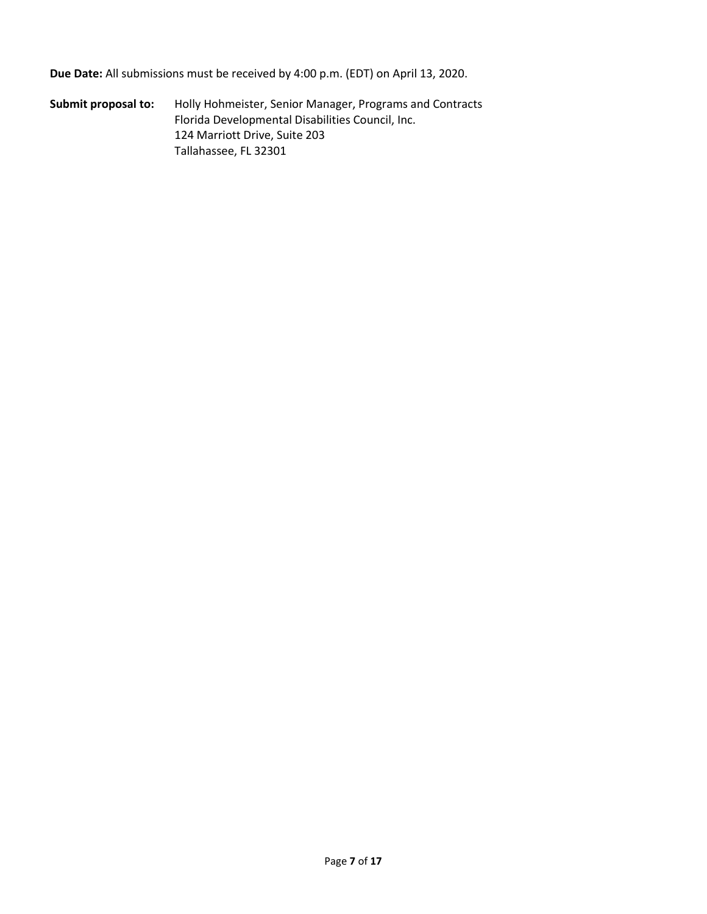**Due Date:** All submissions must be received by 4:00 p.m. (EDT) on April 13, 2020.

**Submit proposal to:** Holly Hohmeister, Senior Manager, Programs and Contracts
Florida Developmental Disabilities Council, Inc.
124 Marriott Drive, Suite 203
Tallahassee, FL 32301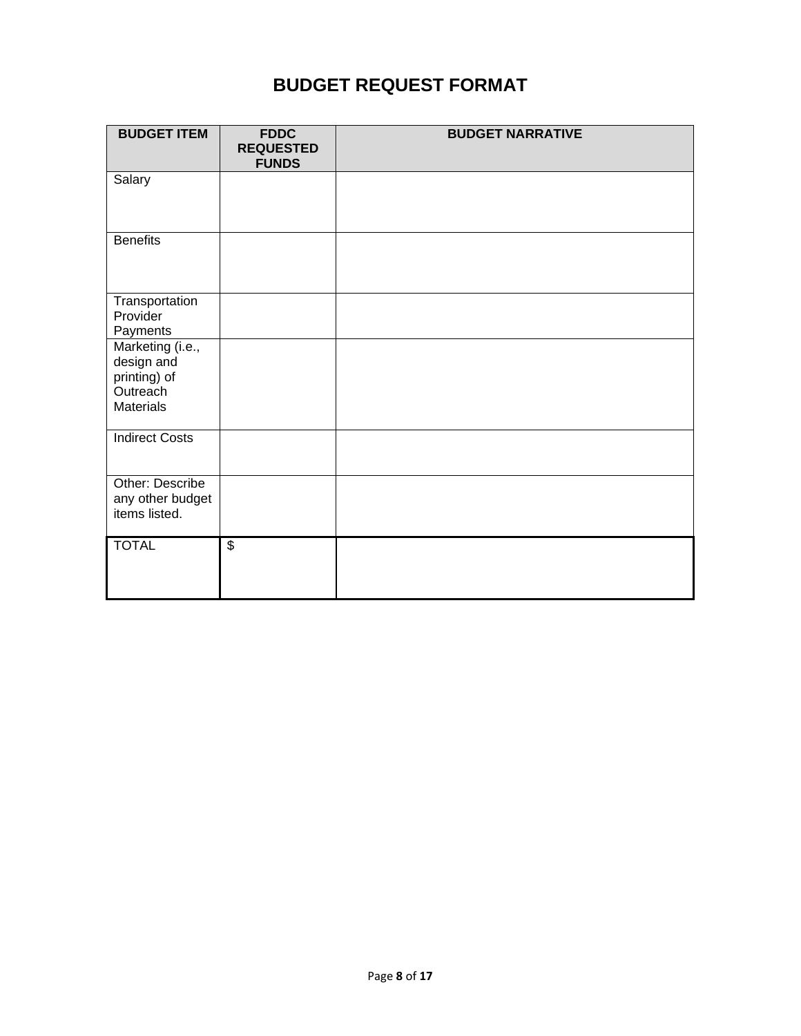# BUDGET REQUEST FORMAT

| BUDGET ITEM | FDDC REQUESTED FUNDS | BUDGET NARRATIVE |
|---|---|---|
| Salary | | |
| Benefits | | |
| Transportation Provider Payments | | |
| Marketing (i.e., design and printing) of Outreach Materials | | |
| Indirect Costs | | |
| Other: Describe any other budget items listed. | | |
| TOTAL | $ | |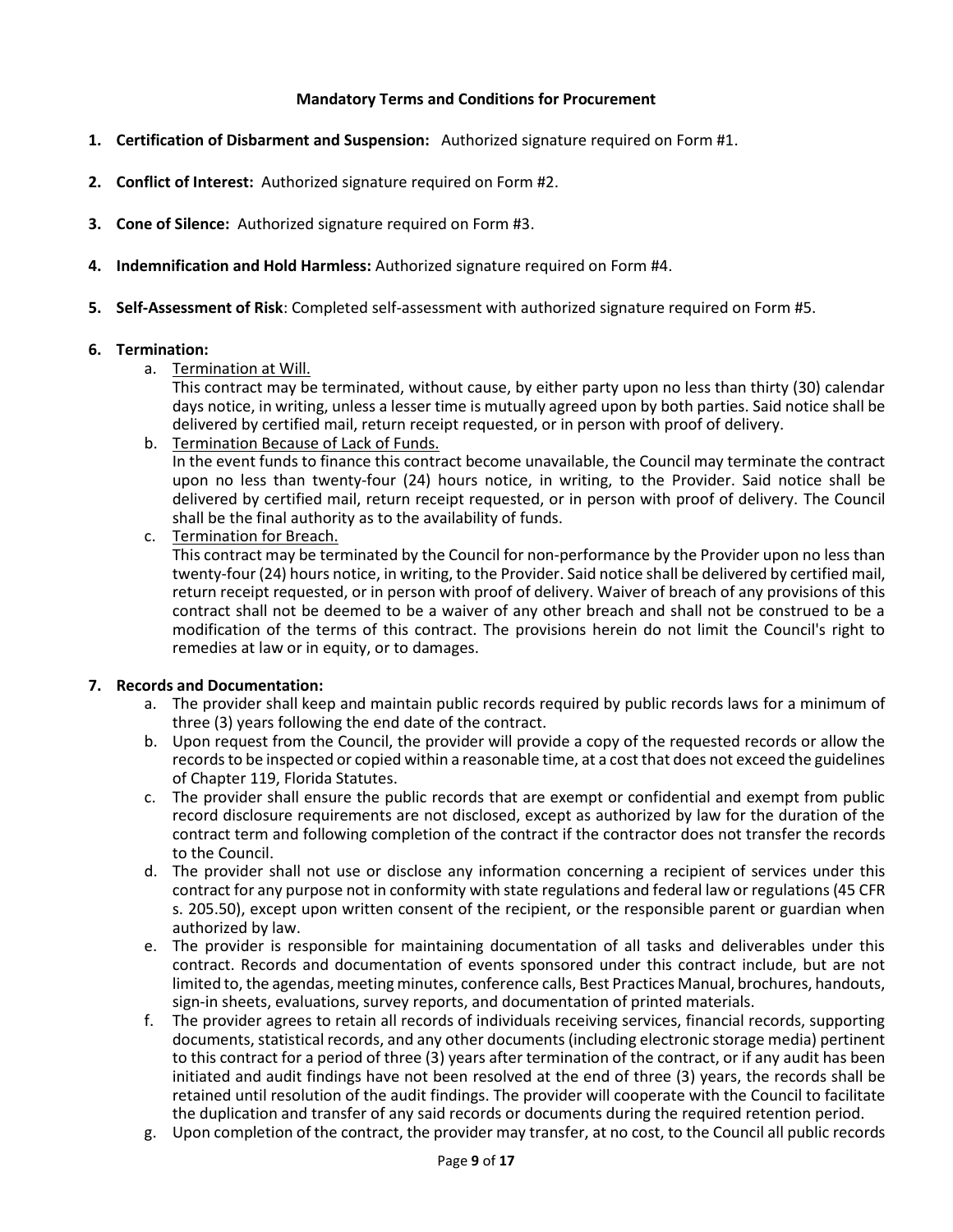**Mandatory Terms and Conditions for Procurement**

1. **Certification of Disbarment and Suspension:** Authorized signature required on Form #1.

2. **Conflict of Interest:** Authorized signature required on Form #2.

3. **Cone of Silence:** Authorized signature required on Form #3.

4. **Indemnification and Hold Harmless:** Authorized signature required on Form #4.

5. **Self-Assessment of Risk**: Completed self-assessment with authorized signature required on Form #5.

6. **Termination:**
   a. Termination at Will.
   This contract may be terminated, without cause, by either party upon no less than thirty (30) calendar days notice, in writing, unless a lesser time is mutually agreed upon by both parties. Said notice shall be delivered by certified mail, return receipt requested, or in person with proof of delivery.
   b. Termination Because of Lack of Funds.
   In the event funds to finance this contract become unavailable, the Council may terminate the contract upon no less than twenty-four (24) hours notice, in writing, to the Provider. Said notice shall be delivered by certified mail, return receipt requested, or in person with proof of delivery. The Council shall be the final authority as to the availability of funds.
   c. Termination for Breach.
   This contract may be terminated by the Council for non-performance by the Provider upon no less than twenty-four (24) hours notice, in writing, to the Provider. Said notice shall be delivered by certified mail, return receipt requested, or in person with proof of delivery. Waiver of breach of any provisions of this contract shall not be deemed to be a waiver of any other breach and shall not be construed to be a modification of the terms of this contract. The provisions herein do not limit the Council's right to remedies at law or in equity, or to damages.

7. **Records and Documentation:**
   a. The provider shall keep and maintain public records required by public records laws for a minimum of three (3) years following the end date of the contract.
   b. Upon request from the Council, the provider will provide a copy of the requested records or allow the records to be inspected or copied within a reasonable time, at a cost that does not exceed the guidelines of Chapter 119, Florida Statutes.
   c. The provider shall ensure the public records that are exempt or confidential and exempt from public record disclosure requirements are not disclosed, except as authorized by law for the duration of the contract term and following completion of the contract if the contractor does not transfer the records to the Council.
   d. The provider shall not use or disclose any information concerning a recipient of services under this contract for any purpose not in conformity with state regulations and federal law or regulations (45 CFR s. 205.50), except upon written consent of the recipient, or the responsible parent or guardian when authorized by law.
   e. The provider is responsible for maintaining documentation of all tasks and deliverables under this contract. Records and documentation of events sponsored under this contract include, but are not limited to, the agendas, meeting minutes, conference calls, Best Practices Manual, brochures, handouts, sign-in sheets, evaluations, survey reports, and documentation of printed materials.
   f. The provider agrees to retain all records of individuals receiving services, financial records, supporting documents, statistical records, and any other documents (including electronic storage media) pertinent to this contract for a period of three (3) years after termination of the contract, or if any audit has been initiated and audit findings have not been resolved at the end of three (3) years, the records shall be retained until resolution of the audit findings. The provider will cooperate with the Council to facilitate the duplication and transfer of any said records or documents during the required retention period.
   g. Upon completion of the contract, the provider may transfer, at no cost, to the Council all public records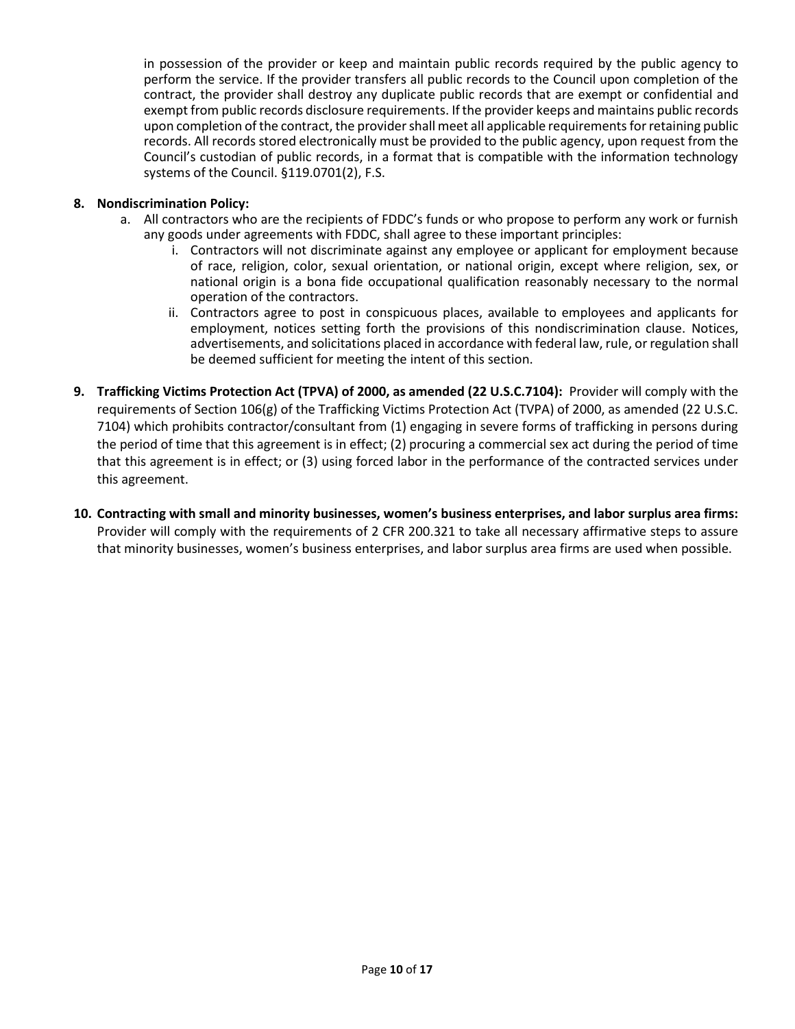in possession of the provider or keep and maintain public records required by the public agency to perform the service. If the provider transfers all public records to the Council upon completion of the contract, the provider shall destroy any duplicate public records that are exempt or confidential and exempt from public records disclosure requirements. If the provider keeps and maintains public records upon completion of the contract, the provider shall meet all applicable requirements for retaining public records. All records stored electronically must be provided to the public agency, upon request from the Council's custodian of public records, in a format that is compatible with the information technology systems of the Council. §119.0701(2), F.S.

8. **Nondiscrimination Policy:**
   a. All contractors who are the recipients of FDDC's funds or who propose to perform any work or furnish any goods under agreements with FDDC, shall agree to these important principles:
      i. Contractors will not discriminate against any employee or applicant for employment because of race, religion, color, sexual orientation, or national origin, except where religion, sex, or national origin is a bona fide occupational qualification reasonably necessary to the normal operation of the contractors.
      ii. Contractors agree to post in conspicuous places, available to employees and applicants for employment, notices setting forth the provisions of this nondiscrimination clause. Notices, advertisements, and solicitations placed in accordance with federal law, rule, or regulation shall be deemed sufficient for meeting the intent of this section.

9. **Trafficking Victims Protection Act (TPVA) of 2000, as amended (22 U.S.C.7104):** Provider will comply with the requirements of Section 106(g) of the Trafficking Victims Protection Act (TVPA) of 2000, as amended (22 U.S.C. 7104) which prohibits contractor/consultant from (1) engaging in severe forms of trafficking in persons during the period of time that this agreement is in effect; (2) procuring a commercial sex act during the period of time that this agreement is in effect; or (3) using forced labor in the performance of the contracted services under this agreement.

10. **Contracting with small and minority businesses, women's business enterprises, and labor surplus area firms:** Provider will comply with the requirements of 2 CFR 200.321 to take all necessary affirmative steps to assure that minority businesses, women's business enterprises, and labor surplus area firms are used when possible.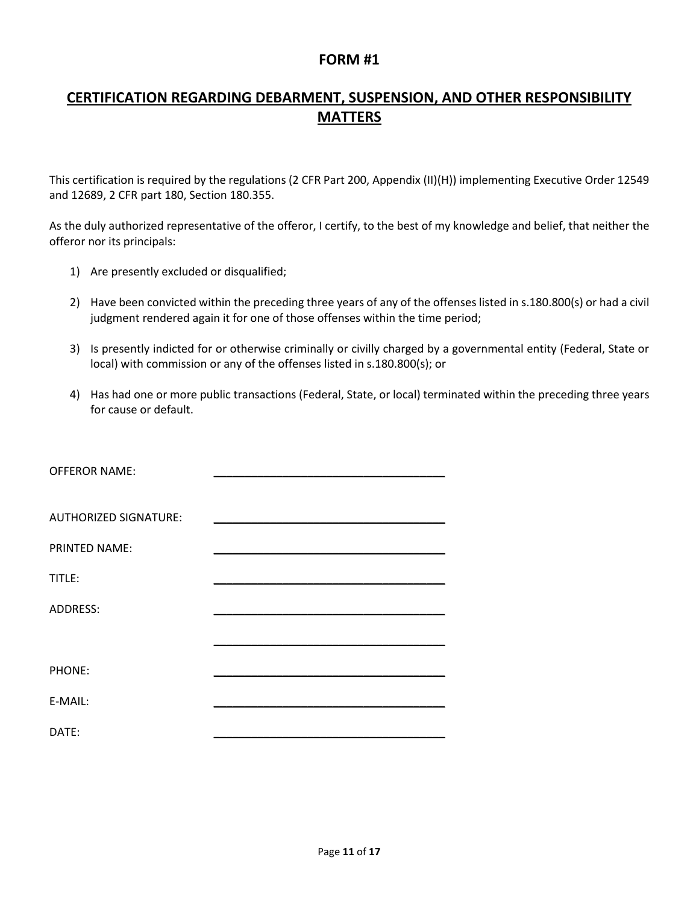## FORM #1

## CERTIFICATION REGARDING DEBARMENT, SUSPENSION, AND OTHER RESPONSIBILITY MATTERS

This certification is required by the regulations (2 CFR Part 200, Appendix (II)(H)) implementing Executive Order 12549 and 12689, 2 CFR part 180, Section 180.355.

As the duly authorized representative of the offeror, I certify, to the best of my knowledge and belief, that neither the offeror nor its principals:

1) Are presently excluded or disqualified;

2) Have been convicted within the preceding three years of any of the offenses listed in s.180.800(s) or had a civil judgment rendered again it for one of those offenses within the time period;

3) Is presently indicted for or otherwise criminally or civilly charged by a governmental entity (Federal, State or local) with commission or any of the offenses listed in s.180.800(s); or

4) Has had one or more public transactions (Federal, State, or local) terminated within the preceding three years for cause or default.

OFFEROR NAME: ____________________________________

AUTHORIZED SIGNATURE: ____________________________________

PRINTED NAME: ____________________________________

TITLE: ____________________________________

ADDRESS: ____________________________________

____________________________________

PHONE: ____________________________________

E-MAIL: ____________________________________

DATE: ____________________________________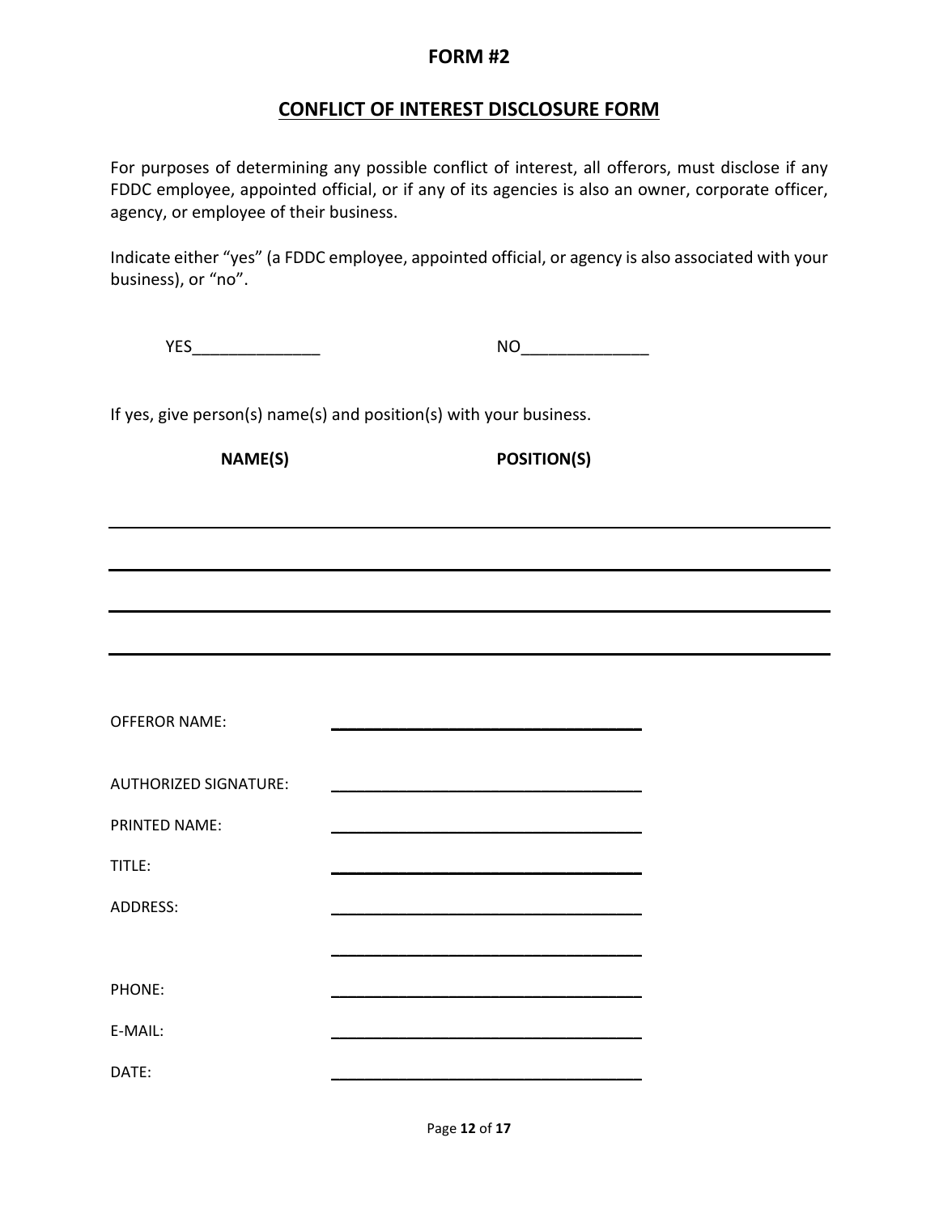# FORM #2

## CONFLICT OF INTEREST DISCLOSURE FORM

For purposes of determining any possible conflict of interest, all offerors, must disclose if any FDDC employee, appointed official, or if any of its agencies is also an owner, corporate officer, agency, or employee of their business.

Indicate either "yes" (a FDDC employee, appointed official, or agency is also associated with your business), or "no".

YES______________ NO______________

If yes, give person(s) name(s) and position(s) with your business.

| **NAME(S)** | **POSITION(S)** |
|---|---|
| | |
| | |
| | |
| | |

OFFEROR NAME: ___________________________________

AUTHORIZED SIGNATURE: ___________________________________

PRINTED NAME: ___________________________________

TITLE: ___________________________________

ADDRESS: ___________________________________

___________________________________

PHONE: ___________________________________

E-MAIL: ___________________________________

DATE: ___________________________________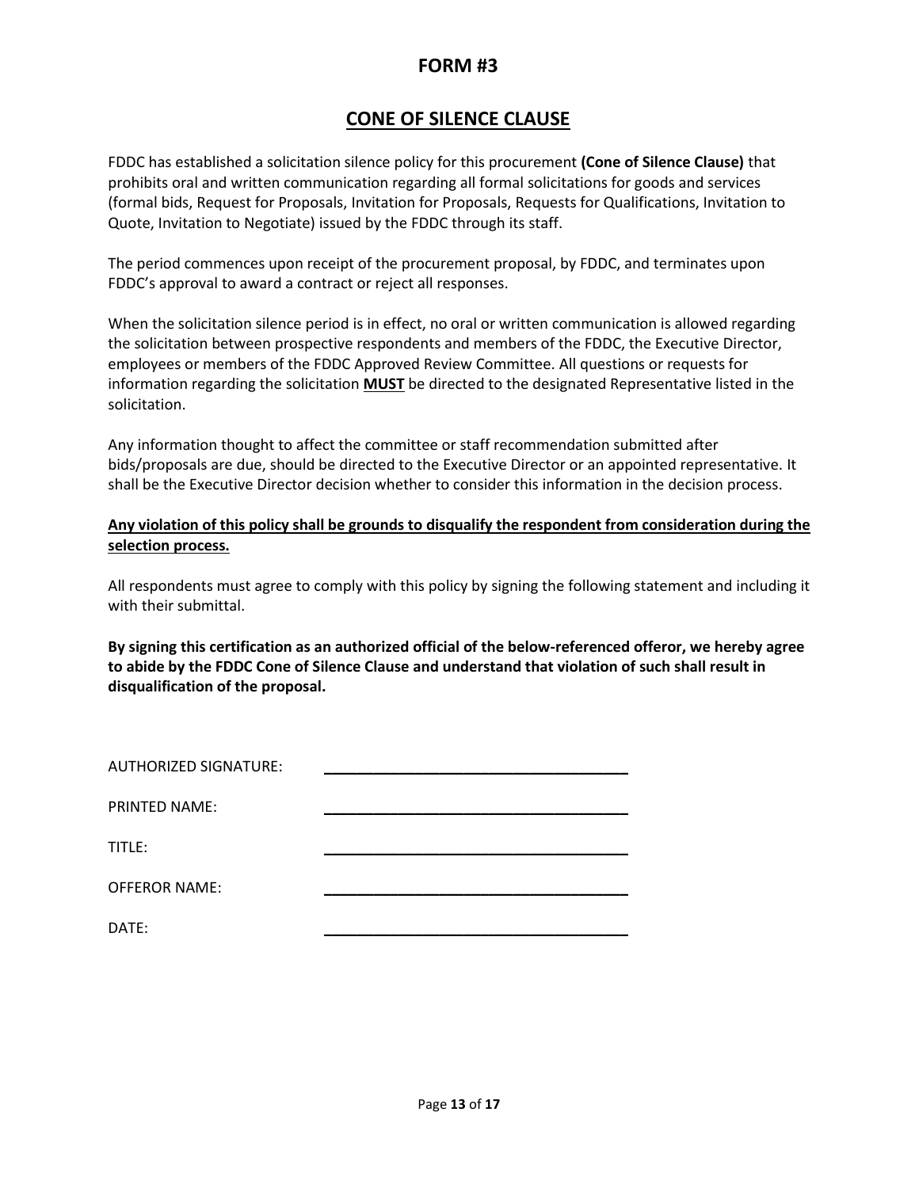# FORM #3

## CONE OF SILENCE CLAUSE

FDDC has established a solicitation silence policy for this procurement **(Cone of Silence Clause)** that prohibits oral and written communication regarding all formal solicitations for goods and services (formal bids, Request for Proposals, Invitation for Proposals, Requests for Qualifications, Invitation to Quote, Invitation to Negotiate) issued by the FDDC through its staff.

The period commences upon receipt of the procurement proposal, by FDDC, and terminates upon FDDC's approval to award a contract or reject all responses.

When the solicitation silence period is in effect, no oral or written communication is allowed regarding the solicitation between prospective respondents and members of the FDDC, the Executive Director, employees or members of the FDDC Approved Review Committee. All questions or requests for information regarding the solicitation **MUST** be directed to the designated Representative listed in the solicitation.

Any information thought to affect the committee or staff recommendation submitted after bids/proposals are due, should be directed to the Executive Director or an appointed representative. It shall be the Executive Director decision whether to consider this information in the decision process.

**Any violation of this policy shall be grounds to disqualify the respondent from consideration during the selection process.**

All respondents must agree to comply with this policy by signing the following statement and including it with their submittal.

**By signing this certification as an authorized official of the below-referenced offeror, we hereby agree to abide by the FDDC Cone of Silence Clause and understand that violation of such shall result in disqualification of the proposal.**

AUTHORIZED SIGNATURE: ____________________________________

PRINTED NAME: ____________________________________

TITLE: ____________________________________

OFFEROR NAME: ____________________________________

DATE: ____________________________________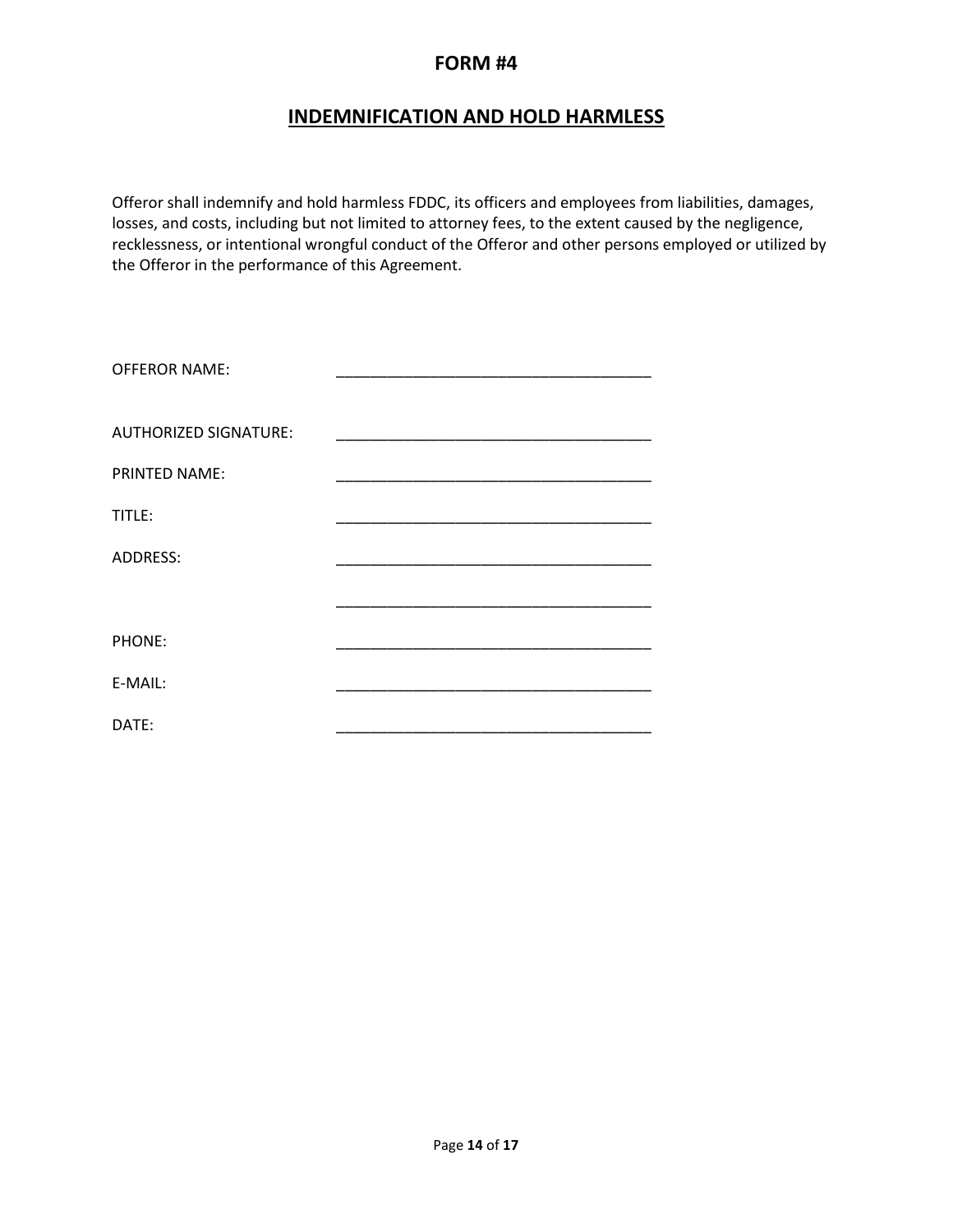# FORM #4

## INDEMNIFICATION AND HOLD HARMLESS

Offeror shall indemnify and hold harmless FDDC, its officers and employees from liabilities, damages, losses, and costs, including but not limited to attorney fees, to the extent caused by the negligence, recklessness, or intentional wrongful conduct of the Offeror and other persons employed or utilized by the Offeror in the performance of this Agreement.

OFFEROR NAME: _____________________________________

AUTHORIZED SIGNATURE: _____________________________________

PRINTED NAME: _____________________________________

TITLE: _____________________________________

ADDRESS: _____________________________________

_____________________________________

PHONE: _____________________________________

E-MAIL: _____________________________________

DATE: _____________________________________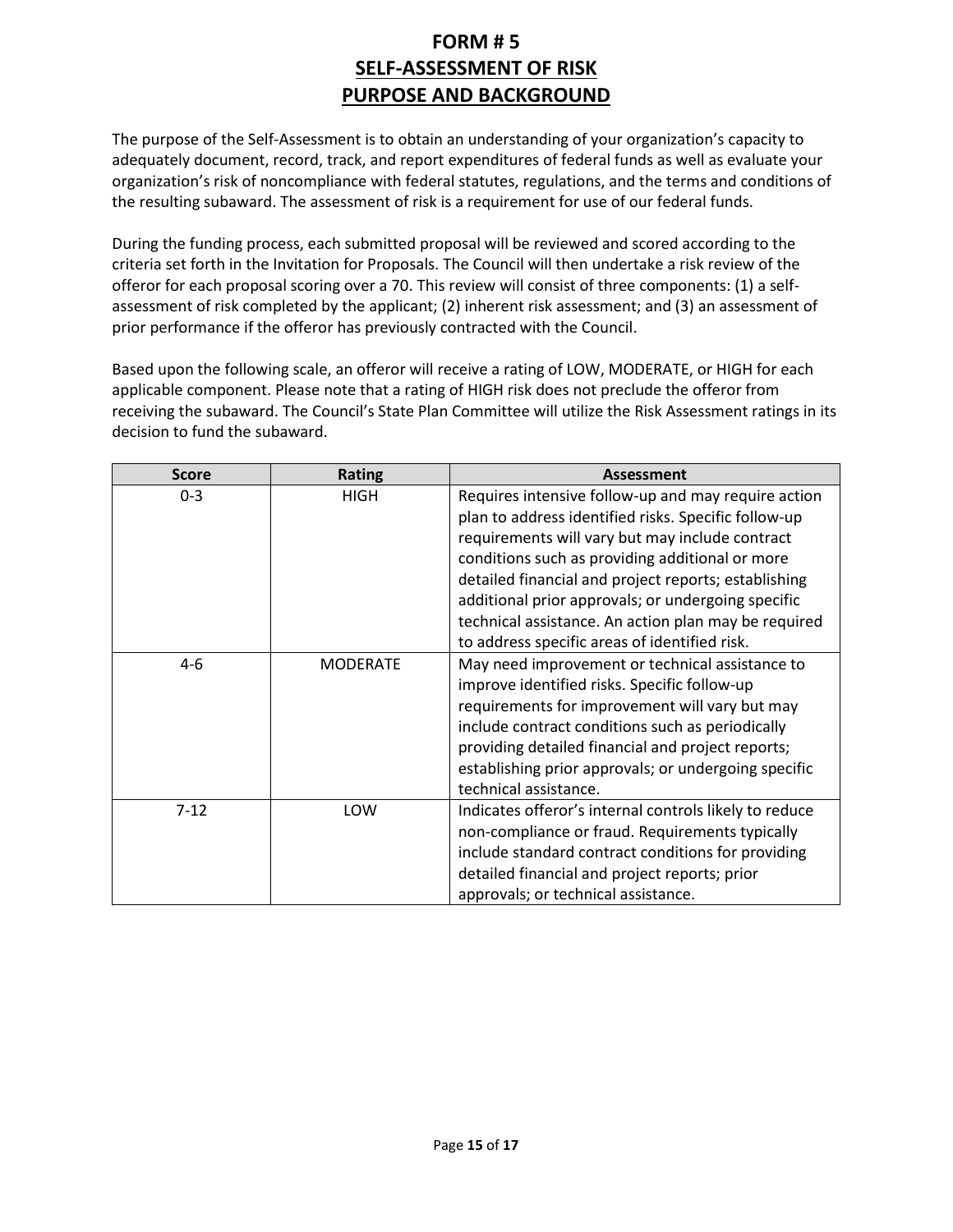# FORM # 5

## SELF-ASSESSMENT OF RISK

## PURPOSE AND BACKGROUND

The purpose of the Self-Assessment is to obtain an understanding of your organization's capacity to adequately document, record, track, and report expenditures of federal funds as well as evaluate your organization's risk of noncompliance with federal statutes, regulations, and the terms and conditions of the resulting subaward. The assessment of risk is a requirement for use of our federal funds.

During the funding process, each submitted proposal will be reviewed and scored according to the criteria set forth in the Invitation for Proposals. The Council will then undertake a risk review of the offeror for each proposal scoring over a 70. This review will consist of three components: (1) a self-assessment of risk completed by the applicant; (2) inherent risk assessment; and (3) an assessment of prior performance if the offeror has previously contracted with the Council.

Based upon the following scale, an offeror will receive a rating of LOW, MODERATE, or HIGH for each applicable component. Please note that a rating of HIGH risk does not preclude the offeror from receiving the subaward. The Council's State Plan Committee will utilize the Risk Assessment ratings in its decision to fund the subaward.

| Score | Rating | Assessment |
|---|---|---|
| 0-3 | HIGH | Requires intensive follow-up and may require action plan to address identified risks. Specific follow-up requirements will vary but may include contract conditions such as providing additional or more detailed financial and project reports; establishing additional prior approvals; or undergoing specific technical assistance. An action plan may be required to address specific areas of identified risk. |
| 4-6 | MODERATE | May need improvement or technical assistance to improve identified risks. Specific follow-up requirements for improvement will vary but may include contract conditions such as periodically providing detailed financial and project reports; establishing prior approvals; or undergoing specific technical assistance. |
| 7-12 | LOW | Indicates offeror's internal controls likely to reduce non-compliance or fraud. Requirements typically include standard contract conditions for providing detailed financial and project reports; prior approvals; or technical assistance. |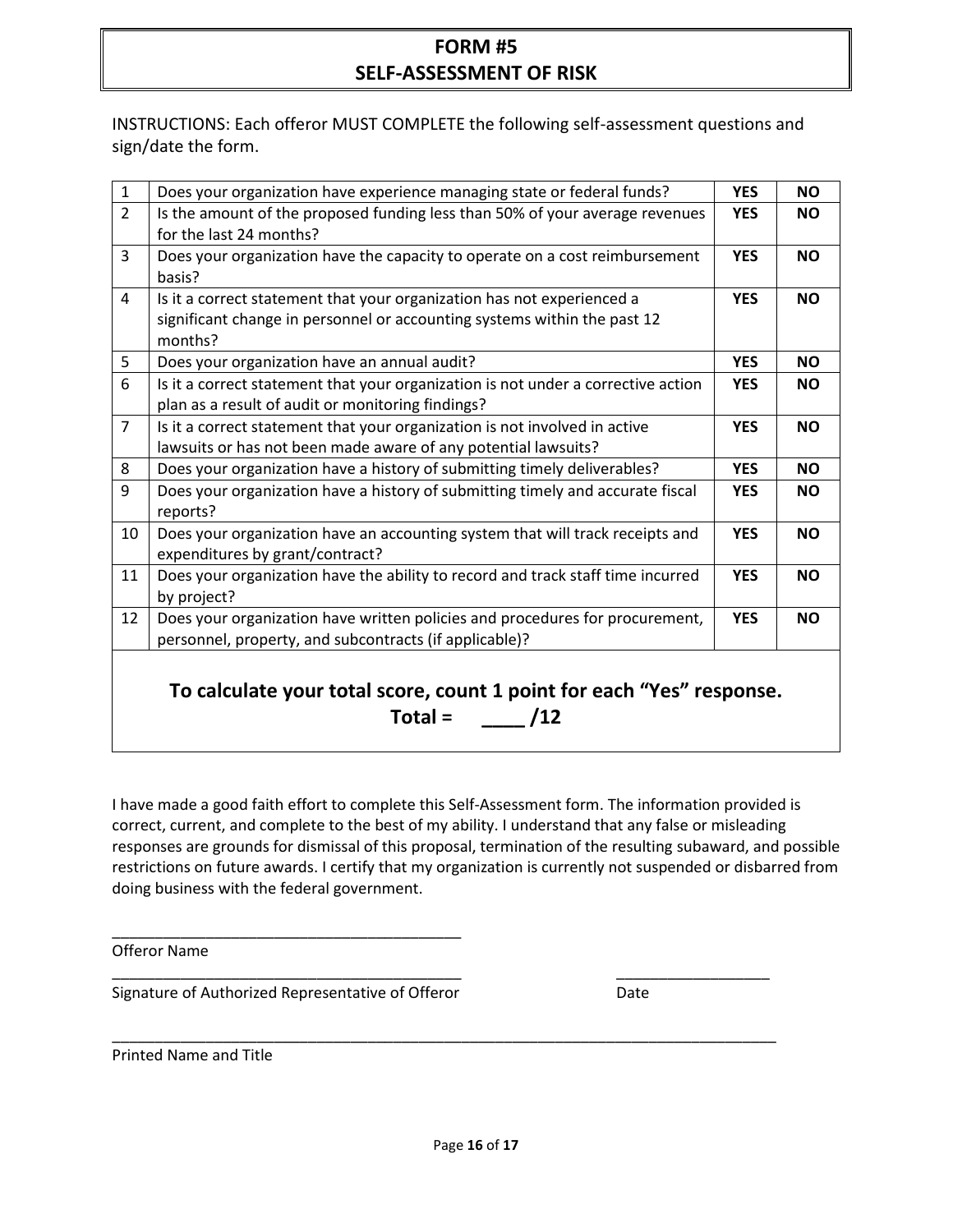# FORM #5
# SELF-ASSESSMENT OF RISK

INSTRUCTIONS: Each offeror MUST COMPLETE the following self-assessment questions and sign/date the form.

| | | | |
|---|---|---|---|
| 1 | Does your organization have experience managing state or federal funds? | **YES** | **NO** |
| 2 | Is the amount of the proposed funding less than 50% of your average revenues for the last 24 months? | **YES** | **NO** |
| 3 | Does your organization have the capacity to operate on a cost reimbursement basis? | **YES** | **NO** |
| 4 | Is it a correct statement that your organization has not experienced a significant change in personnel or accounting systems within the past 12 months? | **YES** | **NO** |
| 5 | Does your organization have an annual audit? | **YES** | **NO** |
| 6 | Is it a correct statement that your organization is not under a corrective action plan as a result of audit or monitoring findings? | **YES** | **NO** |
| 7 | Is it a correct statement that your organization is not involved in active lawsuits or has not been made aware of any potential lawsuits? | **YES** | **NO** |
| 8 | Does your organization have a history of submitting timely deliverables? | **YES** | **NO** |
| 9 | Does your organization have a history of submitting timely and accurate fiscal reports? | **YES** | **NO** |
| 10 | Does your organization have an accounting system that will track receipts and expenditures by grant/contract? | **YES** | **NO** |
| 11 | Does your organization have the ability to record and track staff time incurred by project? | **YES** | **NO** |
| 12 | Does your organization have written policies and procedures for procurement, personnel, property, and subcontracts (if applicable)? | **YES** | **NO** |

**To calculate your total score, count 1 point for each "Yes" response.**
**Total = ____ /12**

I have made a good faith effort to complete this Self-Assessment form. The information provided is correct, current, and complete to the best of my ability. I understand that any false or misleading responses are grounds for dismissal of this proposal, termination of the resulting subaward, and possible restrictions on future awards. I certify that my organization is currently not suspended or disbarred from doing business with the federal government.

\_\_\_\_\_\_\_\_\_\_\_\_\_\_\_\_\_\_\_\_\_\_\_\_\_\_\_\_\_\_\_\_\_\_\_\_\_\_\_\_
Offeror Name

\_\_\_\_\_\_\_\_\_\_\_\_\_\_\_\_\_\_\_\_\_\_\_\_\_\_\_\_\_\_\_\_\_\_\_\_\_\_\_\_ \_\_\_\_\_\_\_\_\_\_\_\_\_\_\_\_\_\_
Signature of Authorized Representative of Offeror Date

\_\_\_\_\_\_\_\_\_\_\_\_\_\_\_\_\_\_\_\_\_\_\_\_\_\_\_\_\_\_\_\_\_\_\_\_\_\_\_\_\_\_\_\_\_\_\_\_\_\_\_\_\_\_\_\_\_\_\_\_\_\_\_\_\_\_\_\_\_\_\_\_\_\_\_\_
Printed Name and Title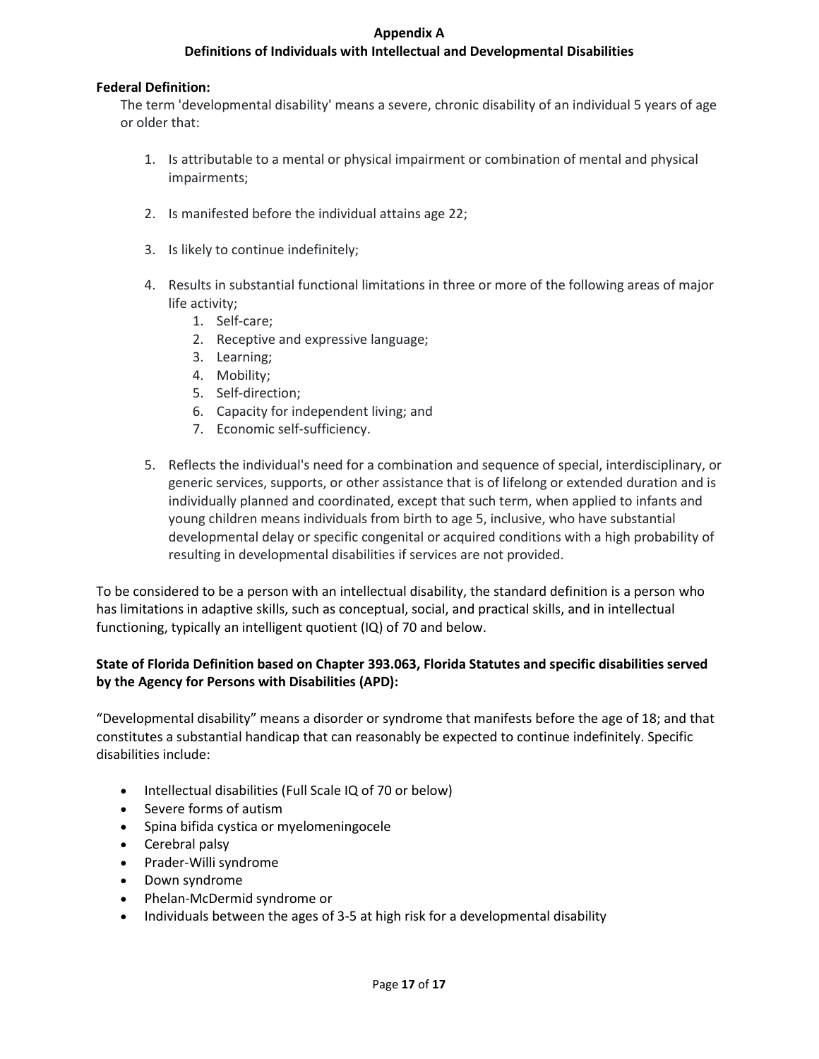# Appendix A
## Definitions of Individuals with Intellectual and Developmental Disabilities

**Federal Definition:**

The term 'developmental disability' means a severe, chronic disability of an individual 5 years of age or older that:

1. Is attributable to a mental or physical impairment or combination of mental and physical impairments;
2. Is manifested before the individual attains age 22;
3. Is likely to continue indefinitely;
4. Results in substantial functional limitations in three or more of the following areas of major life activity;
    1. Self-care;
    2. Receptive and expressive language;
    3. Learning;
    4. Mobility;
    5. Self-direction;
    6. Capacity for independent living; and
    7. Economic self-sufficiency.
5. Reflects the individual's need for a combination and sequence of special, interdisciplinary, or generic services, supports, or other assistance that is of lifelong or extended duration and is individually planned and coordinated, except that such term, when applied to infants and young children means individuals from birth to age 5, inclusive, who have substantial developmental delay or specific congenital or acquired conditions with a high probability of resulting in developmental disabilities if services are not provided.

To be considered to be a person with an intellectual disability, the standard definition is a person who has limitations in adaptive skills, such as conceptual, social, and practical skills, and in intellectual functioning, typically an intelligent quotient (IQ) of 70 and below.

**State of Florida Definition based on Chapter 393.063, Florida Statutes and specific disabilities served by the Agency for Persons with Disabilities (APD):**

"Developmental disability" means a disorder or syndrome that manifests before the age of 18; and that constitutes a substantial handicap that can reasonably be expected to continue indefinitely. Specific disabilities include:

- Intellectual disabilities (Full Scale IQ of 70 or below)
- Severe forms of autism
- Spina bifida cystica or myelomeningocele
- Cerebral palsy
- Prader-Willi syndrome
- Down syndrome
- Phelan-McDermid syndrome or
- Individuals between the ages of 3-5 at high risk for a developmental disability